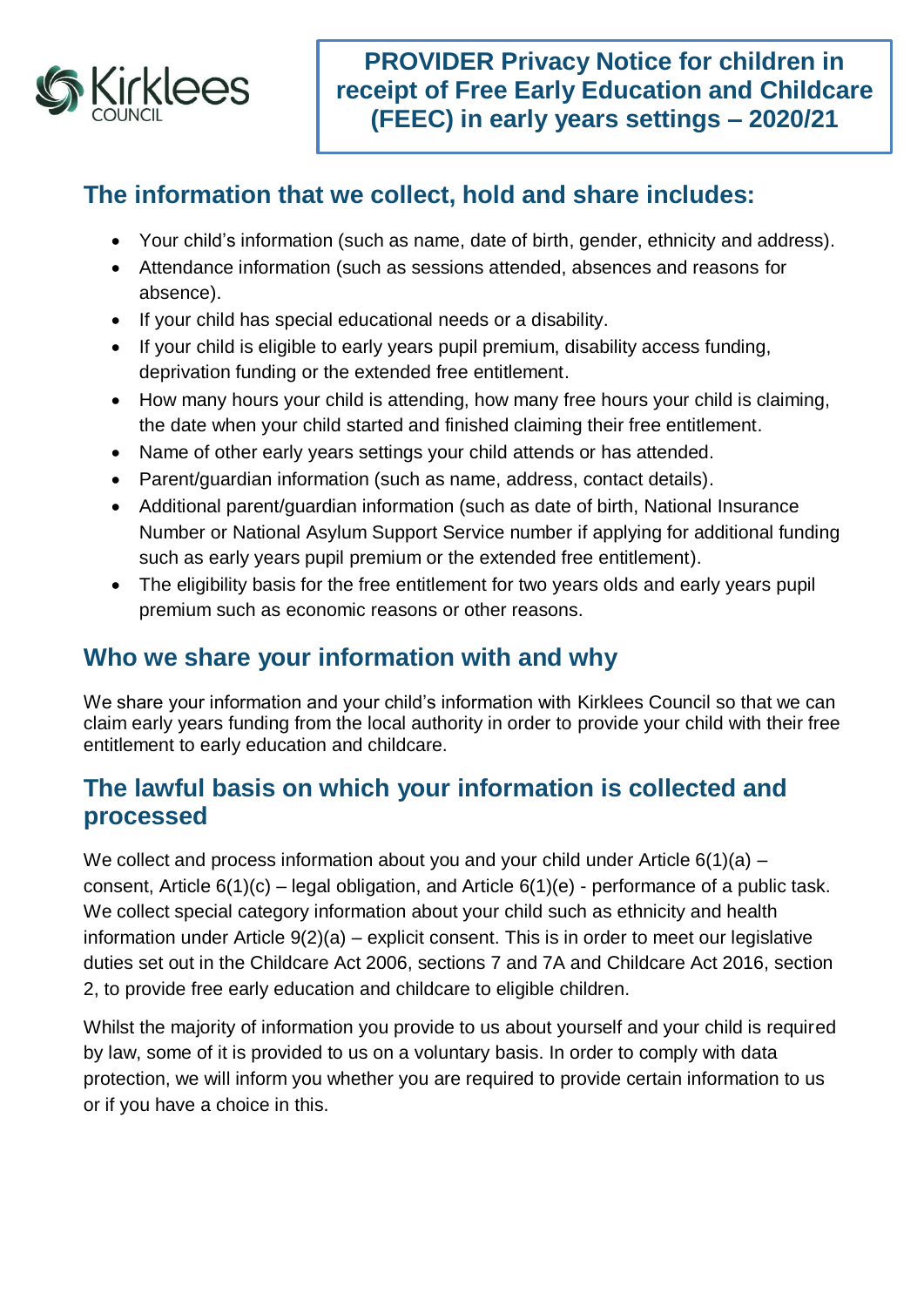# PROVIDER Privacy Notice for children in receipt of Free Early Education and Childcare (FEEC) in early years settings – 2020/21

## The information that we collect, hold and share includes:

- Your child's information (such as name, date of birth, gender, ethnicity and address).
- Attendance information (such as sessions attended, absences and reasons for absence).
- If your child has special educational needs or a disability.
- If your child is eligible to early years pupil premium, disability access funding, deprivation funding or the extended free entitlement.
- How many hours your child is attending, how many free hours your child is claiming, the date when your child started and finished claiming their free entitlement.
- Name of other early years settings your child attends or has attended.
- Parent/guardian information (such as name, address, contact details).
- Additional parent/guardian information (such as date of birth, National Insurance Number or National Asylum Support Service number if applying for additional funding such as early years pupil premium or the extended free entitlement).
- The eligibility basis for the free entitlement for two years olds and early years pupil premium such as economic reasons or other reasons.

## Who we share your information with and why

We share your information and your child's information with Kirklees Council so that we can claim early years funding from the local authority in order to provide your child with their free entitlement to early education and childcare.

## The lawful basis on which your information is collected and processed

We collect and process information about you and your child under Article 6(1)(a) – consent, Article 6(1)(c) – legal obligation, and Article 6(1)(e) - performance of a public task. We collect special category information about your child such as ethnicity and health information under Article 9(2)(a) – explicit consent. This is in order to meet our legislative duties set out in the Childcare Act 2006, sections 7 and 7A and Childcare Act 2016, section 2, to provide free early education and childcare to eligible children.

Whilst the majority of information you provide to us about yourself and your child is required by law, some of it is provided to us on a voluntary basis. In order to comply with data protection, we will inform you whether you are required to provide certain information to us or if you have a choice in this.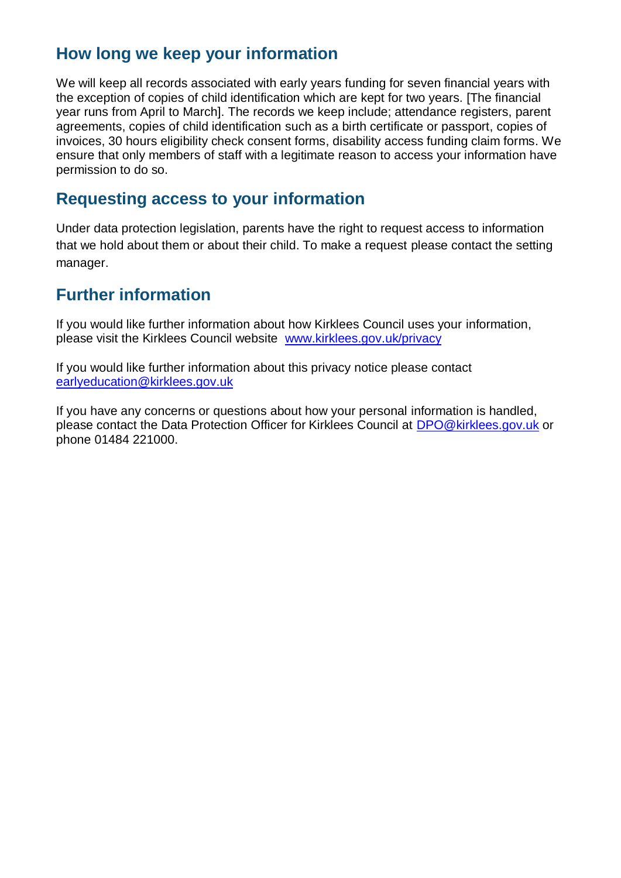## How long we keep your information

We will keep all records associated with early years funding for seven financial years with the exception of copies of child identification which are kept for two years. [The financial year runs from April to March]. The records we keep include; attendance registers, parent agreements, copies of child identification such as a birth certificate or passport, copies of invoices, 30 hours eligibility check consent forms, disability access funding claim forms. We ensure that only members of staff with a legitimate reason to access your information have permission to do so.

## Requesting access to your information

Under data protection legislation, parents have the right to request access to information that we hold about them or about their child. To make a request please contact the setting manager.

## Further information

If you would like further information about how Kirklees Council uses your information, please visit the Kirklees Council website [www.kirklees.gov.uk/privacy](http://www.kirklees.gov.uk/privacy)

If you would like further information about this privacy notice please contact [earlyeducation@kirklees.gov.uk](mailto:earlyeducation@kirklees.gov.uk)

If you have any concerns or questions about how your personal information is handled, please contact the Data Protection Officer for Kirklees Council at [DPO@kirklees.gov.uk](mailto:DPO@kirklees.gov.uk) or phone 01484 221000.